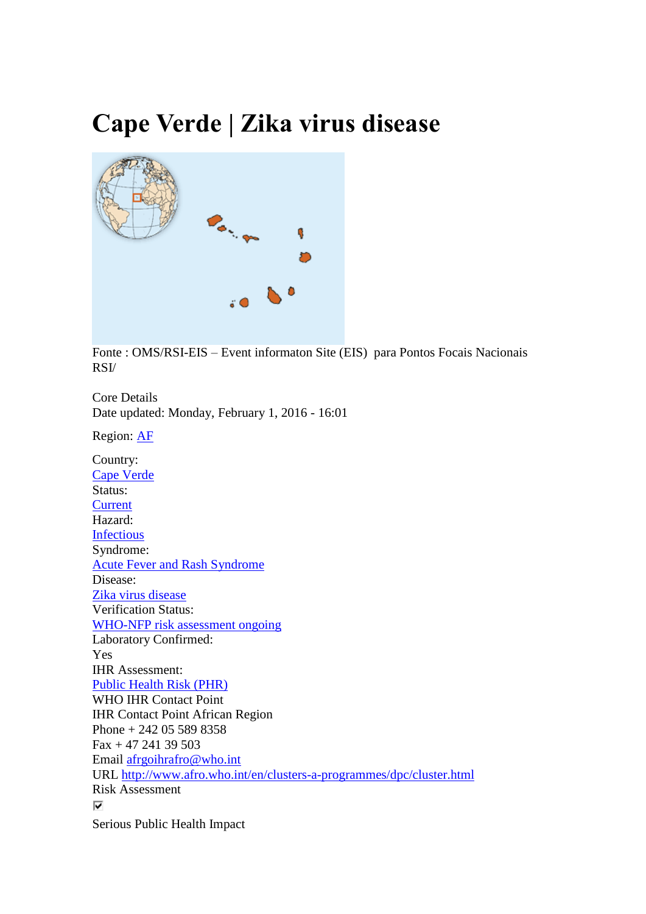# Cape Verde | Zika virus disease

Fonte : OMS/RSI-EIS – Event informaton Site (EIS) para Pontos Focais Nacionais RSI/

Core Details
Date updated: Monday, February 1, 2016 - 16:01

Region: AF

Country:
Cape Verde
Status:
Current
Hazard:
Infectious
Syndrome:
Acute Fever and Rash Syndrome
Disease:
Zika virus disease
Verification Status:
WHO-NFP risk assessment ongoing
Laboratory Confirmed:
Yes
IHR Assessment:
Public Health Risk (PHR)
WHO IHR Contact Point
IHR Contact Point African Region
Phone + 242 05 589 8358
Fax + 47 241 39 503
Email afrgoihrafro@who.int
URL http://www.afro.who.int/en/clusters-a-programmes/dpc/cluster.html
Risk Assessment

☑

Serious Public Health Impact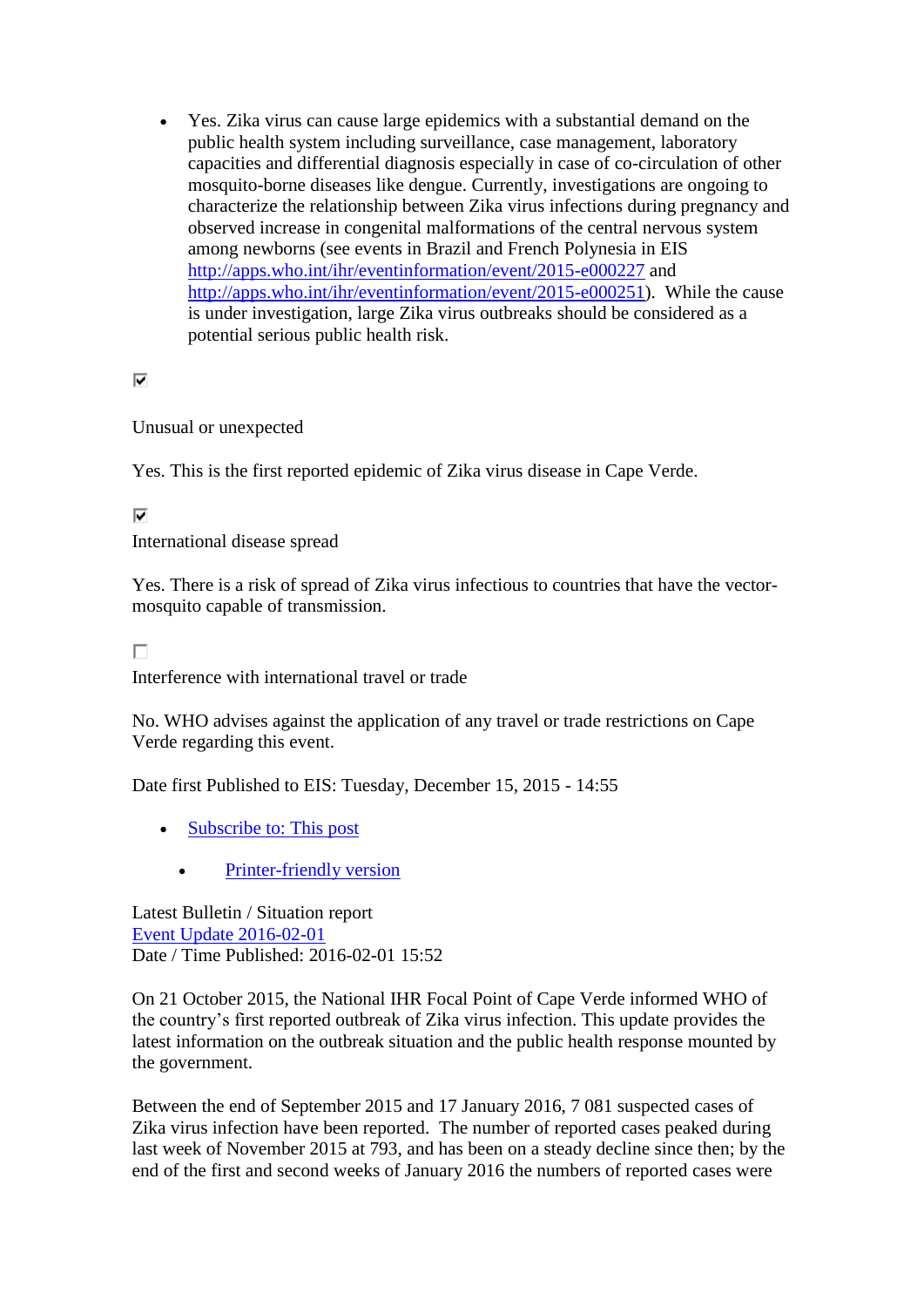- Yes. Zika virus can cause large epidemics with a substantial demand on the public health system including surveillance, case management, laboratory capacities and differential diagnosis especially in case of co-circulation of other mosquito-borne diseases like dengue. Currently, investigations are ongoing to characterize the relationship between Zika virus infections during pregnancy and observed increase in congenital malformations of the central nervous system among newborns (see events in Brazil and French Polynesia in EIS [http://apps.who.int/ihr/eventinformation/event/2015-e000227](http://apps.who.int/ihr/eventinformation/event/2015-e000227) and [http://apps.who.int/ihr/eventinformation/event/2015-e000251](http://apps.who.int/ihr/eventinformation/event/2015-e000251)). While the cause is under investigation, large Zika virus outbreaks should be considered as a potential serious public health risk.

☑

Unusual or unexpected

Yes. This is the first reported epidemic of Zika virus disease in Cape Verde.

☑

International disease spread

Yes. There is a risk of spread of Zika virus infectious to countries that have the vector-mosquito capable of transmission.

☐

Interference with international travel or trade

No. WHO advises against the application of any travel or trade restrictions on Cape Verde regarding this event.

Date first Published to EIS: Tuesday, December 15, 2015 - 14:55

- Subscribe to: This post
- Printer-friendly version

Latest Bulletin / Situation report
Event Update 2016-02-01
Date / Time Published: 2016-02-01 15:52

On 21 October 2015, the National IHR Focal Point of Cape Verde informed WHO of the country's first reported outbreak of Zika virus infection. This update provides the latest information on the outbreak situation and the public health response mounted by the government.

Between the end of September 2015 and 17 January 2016, 7 081 suspected cases of Zika virus infection have been reported. The number of reported cases peaked during last week of November 2015 at 793, and has been on a steady decline since then; by the end of the first and second weeks of January 2016 the numbers of reported cases were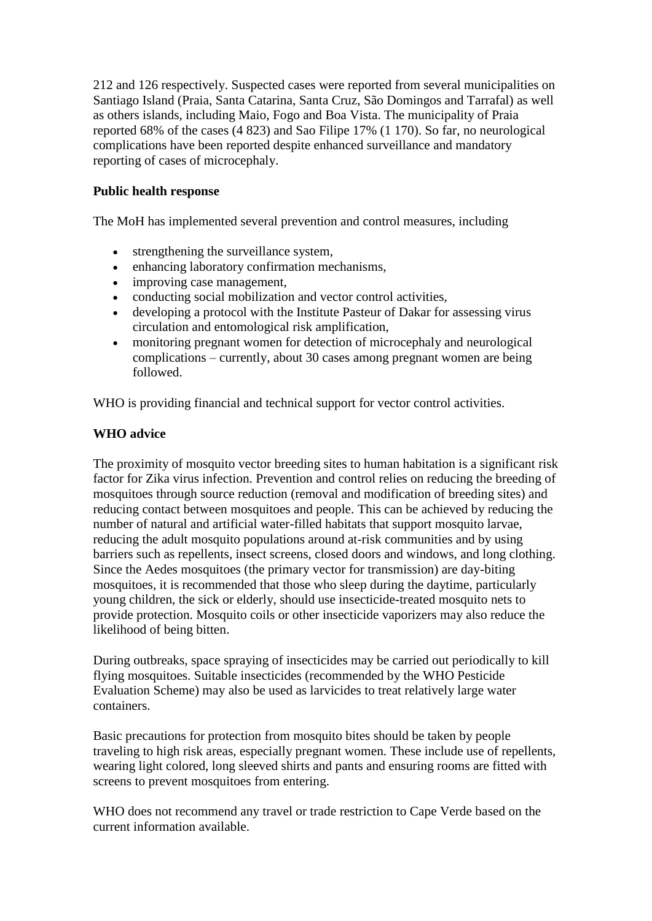212 and 126 respectively. Suspected cases were reported from several municipalities on Santiago Island (Praia, Santa Catarina, Santa Cruz, São Domingos and Tarrafal) as well as others islands, including Maio, Fogo and Boa Vista. The municipality of Praia reported 68% of the cases (4 823) and Sao Filipe 17% (1 170). So far, no neurological complications have been reported despite enhanced surveillance and mandatory reporting of cases of microcephaly.

**Public health response**

The MoH has implemented several prevention and control measures, including

- strengthening the surveillance system,
- enhancing laboratory confirmation mechanisms,
- improving case management,
- conducting social mobilization and vector control activities,
- developing a protocol with the Institute Pasteur of Dakar for assessing virus circulation and entomological risk amplification,
- monitoring pregnant women for detection of microcephaly and neurological complications – currently, about 30 cases among pregnant women are being followed.

WHO is providing financial and technical support for vector control activities.

**WHO advice**

The proximity of mosquito vector breeding sites to human habitation is a significant risk factor for Zika virus infection. Prevention and control relies on reducing the breeding of mosquitoes through source reduction (removal and modification of breeding sites) and reducing contact between mosquitoes and people. This can be achieved by reducing the number of natural and artificial water-filled habitats that support mosquito larvae, reducing the adult mosquito populations around at-risk communities and by using barriers such as repellents, insect screens, closed doors and windows, and long clothing. Since the Aedes mosquitoes (the primary vector for transmission) are day-biting mosquitoes, it is recommended that those who sleep during the daytime, particularly young children, the sick or elderly, should use insecticide-treated mosquito nets to provide protection. Mosquito coils or other insecticide vaporizers may also reduce the likelihood of being bitten.

During outbreaks, space spraying of insecticides may be carried out periodically to kill flying mosquitoes. Suitable insecticides (recommended by the WHO Pesticide Evaluation Scheme) may also be used as larvicides to treat relatively large water containers.

Basic precautions for protection from mosquito bites should be taken by people traveling to high risk areas, especially pregnant women. These include use of repellents, wearing light colored, long sleeved shirts and pants and ensuring rooms are fitted with screens to prevent mosquitoes from entering.

WHO does not recommend any travel or trade restriction to Cape Verde based on the current information available.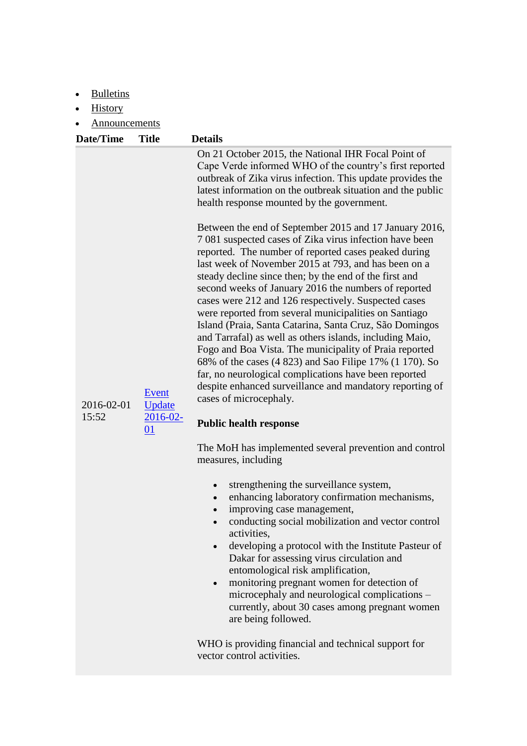- Bulletins
- History
- Announcements

| Date/Time | Title | Details |
|---|---|---|
| 2016-02-01 15:52 | Event Update 2016-02-01 | On 21 October 2015, the National IHR Focal Point of Cape Verde informed WHO of the country's first reported outbreak of Zika virus infection. This update provides the latest information on the outbreak situation and the public health response mounted by the government.<br><br>Between the end of September 2015 and 17 January 2016, 7 081 suspected cases of Zika virus infection have been reported. The number of reported cases peaked during last week of November 2015 at 793, and has been on a steady decline since then; by the end of the first and second weeks of January 2016 the numbers of reported cases were 212 and 126 respectively. Suspected cases were reported from several municipalities on Santiago Island (Praia, Santa Catarina, Santa Cruz, São Domingos and Tarrafal) as well as others islands, including Maio, Fogo and Boa Vista. The municipality of Praia reported 68% of the cases (4 823) and Sao Filipe 17% (1 170). So far, no neurological complications have been reported despite enhanced surveillance and mandatory reporting of cases of microcephaly.<br><br>**Public health response**<br><br>The MoH has implemented several prevention and control measures, including<br><br>• strengthening the surveillance system,<br>• enhancing laboratory confirmation mechanisms,<br>• improving case management,<br>• conducting social mobilization and vector control activities,<br>• developing a protocol with the Institute Pasteur of Dakar for assessing virus circulation and entomological risk amplification,<br>• monitoring pregnant women for detection of microcephaly and neurological complications – currently, about 30 cases among pregnant women are being followed.<br><br>WHO is providing financial and technical support for vector control activities. |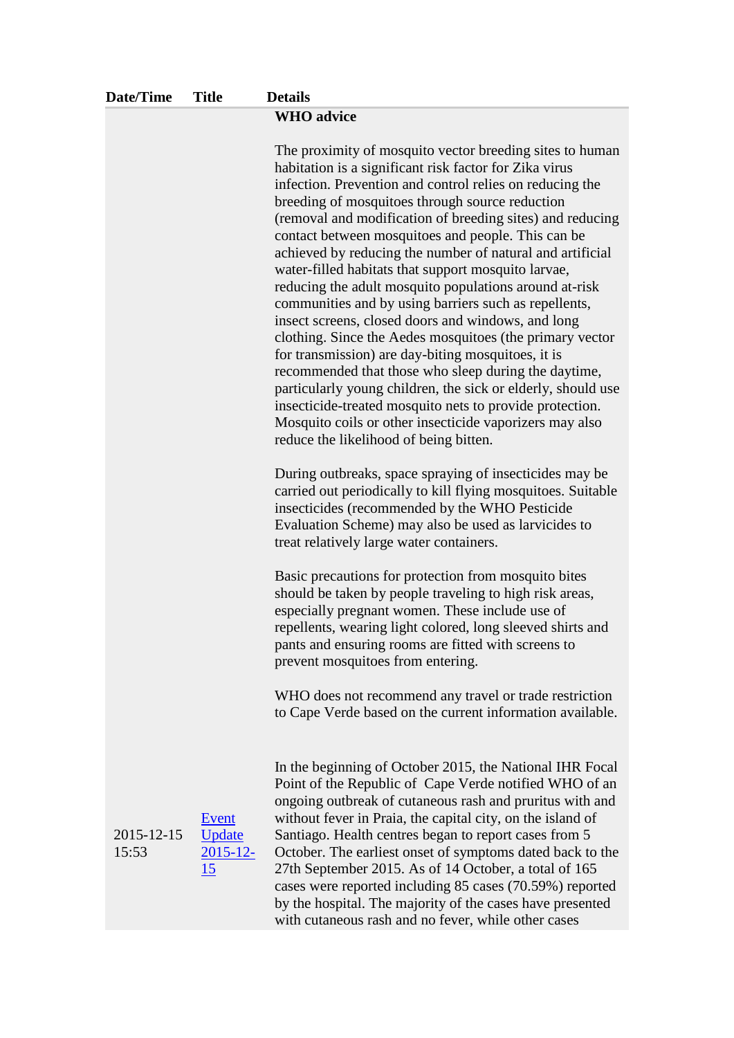| Date/Time | Title | Details |
|---|---|---|
| | | **WHO advice**<br><br>The proximity of mosquito vector breeding sites to human habitation is a significant risk factor for Zika virus infection. Prevention and control relies on reducing the breeding of mosquitoes through source reduction (removal and modification of breeding sites) and reducing contact between mosquitoes and people. This can be achieved by reducing the number of natural and artificial water-filled habitats that support mosquito larvae, reducing the adult mosquito populations around at-risk communities and by using barriers such as repellents, insect screens, closed doors and windows, and long clothing. Since the Aedes mosquitoes (the primary vector for transmission) are day-biting mosquitoes, it is recommended that those who sleep during the daytime, particularly young children, the sick or elderly, should use insecticide-treated mosquito nets to provide protection. Mosquito coils or other insecticide vaporizers may also reduce the likelihood of being bitten.<br><br>During outbreaks, space spraying of insecticides may be carried out periodically to kill flying mosquitoes. Suitable insecticides (recommended by the WHO Pesticide Evaluation Scheme) may also be used as larvicides to treat relatively large water containers.<br><br>Basic precautions for protection from mosquito bites should be taken by people traveling to high risk areas, especially pregnant women. These include use of repellents, wearing light colored, long sleeved shirts and pants and ensuring rooms are fitted with screens to prevent mosquitoes from entering.<br><br>WHO does not recommend any travel or trade restriction to Cape Verde based on the current information available. |
| 2015-12-15 15:53 | Event Update 2015-12-15 | In the beginning of October 2015, the National IHR Focal Point of the Republic of Cape Verde notified WHO of an ongoing outbreak of cutaneous rash and pruritus with and without fever in Praia, the capital city, on the island of Santiago. Health centres began to report cases from 5 October. The earliest onset of symptoms dated back to the 27th September 2015. As of 14 October, a total of 165 cases were reported including 85 cases (70.59%) reported by the hospital. The majority of the cases have presented with cutaneous rash and no fever, while other cases |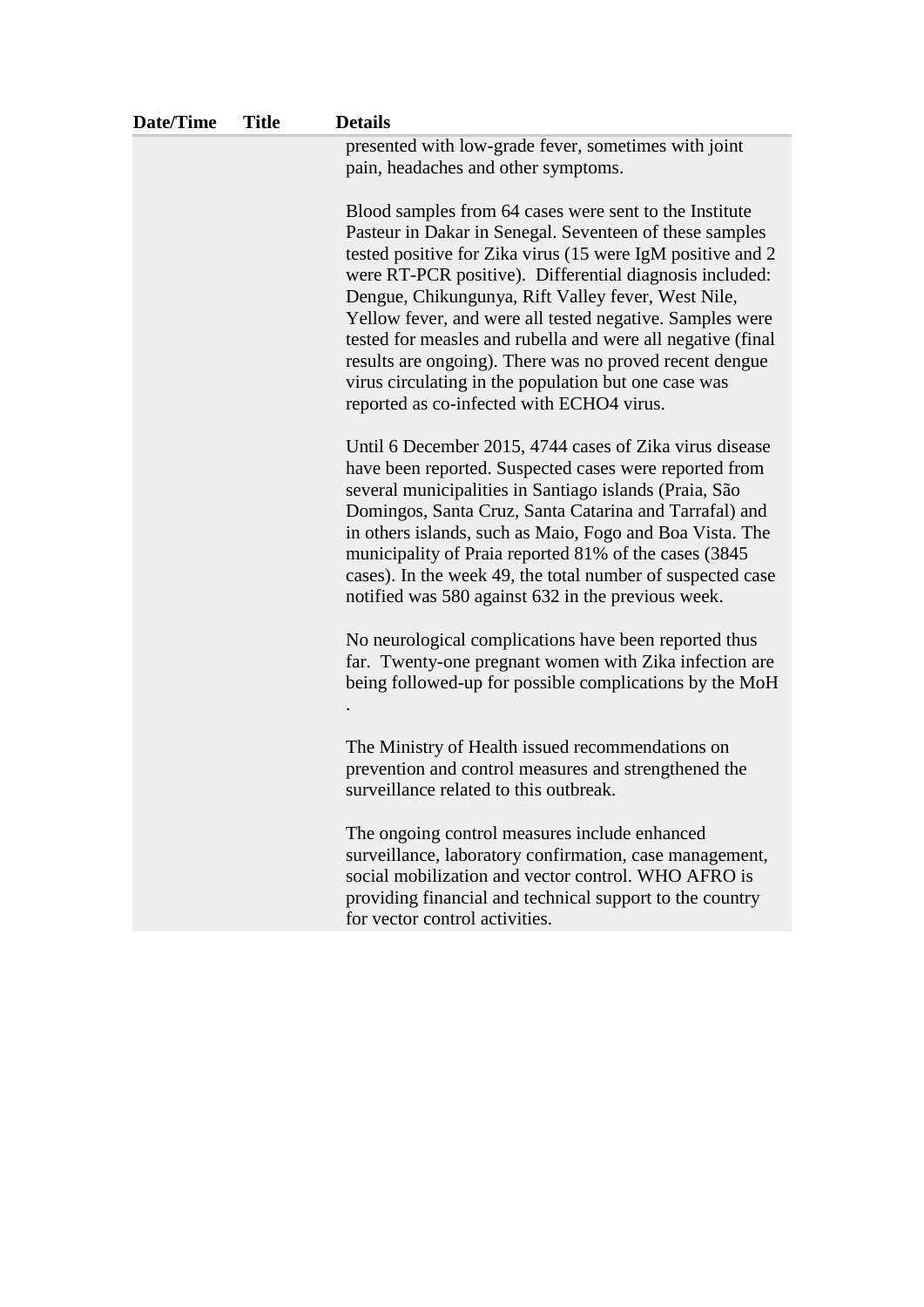| Date/Time | Title | Details |
|---|---|---|
| | | presented with low-grade fever, sometimes with joint pain, headaches and other symptoms.<br><br>Blood samples from 64 cases were sent to the Institute Pasteur in Dakar in Senegal. Seventeen of these samples tested positive for Zika virus (15 were IgM positive and 2 were RT-PCR positive). Differential diagnosis included: Dengue, Chikungunya, Rift Valley fever, West Nile, Yellow fever, and were all tested negative. Samples were tested for measles and rubella and were all negative (final results are ongoing). There was no proved recent dengue virus circulating in the population but one case was reported as co-infected with ECHO4 virus.<br><br>Until 6 December 2015, 4744 cases of Zika virus disease have been reported. Suspected cases were reported from several municipalities in Santiago islands (Praia, São Domingos, Santa Cruz, Santa Catarina and Tarrafal) and in others islands, such as Maio, Fogo and Boa Vista. The municipality of Praia reported 81% of the cases (3845 cases). In the week 49, the total number of suspected case notified was 580 against 632 in the previous week.<br><br>No neurological complications have been reported thus far. Twenty-one pregnant women with Zika infection are being followed-up for possible complications by the MoH .<br><br>The Ministry of Health issued recommendations on prevention and control measures and strengthened the surveillance related to this outbreak.<br><br>The ongoing control measures include enhanced surveillance, laboratory confirmation, case management, social mobilization and vector control. WHO AFRO is providing financial and technical support to the country for vector control activities. |